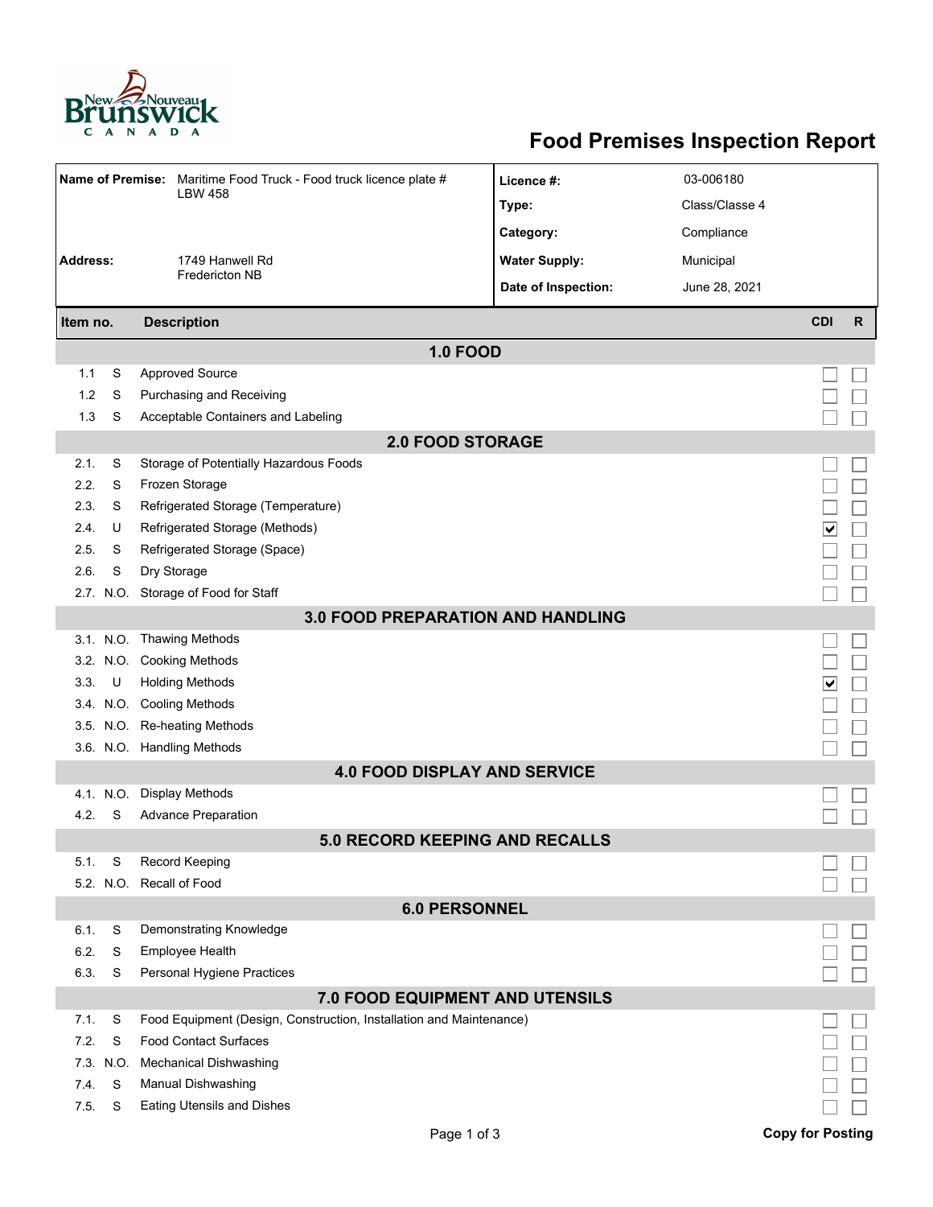# Food Premises Inspection Report

| | | | |
|---|---|---|---|
| **Name of Premise:** | Maritime Food Truck - Food truck licence plate # LBW 458 | **Licence #:** | 03-006180 |
| | | **Type:** | Class/Classe 4 |
| | | **Category:** | Compliance |
| **Address:** | 1749 Hanwell Rd Fredericton NB | **Water Supply:** | Municipal |
| | | **Date of Inspection:** | June 28, 2021 |

| Item no. | | Description | CDI | R |
|---|---|---|---|---|
| | | **1.0 FOOD** | | |
| 1.1 | S | Approved Source | ☐ | ☐ |
| 1.2 | S | Purchasing and Receiving | ☐ | ☐ |
| 1.3 | S | Acceptable Containers and Labeling | ☐ | ☐ |
| | | **2.0 FOOD STORAGE** | | |
| 2.1. | S | Storage of Potentially Hazardous Foods | ☐ | ☐ |
| 2.2. | S | Frozen Storage | ☐ | ☐ |
| 2.3. | S | Refrigerated Storage (Temperature) | ☐ | ☐ |
| 2.4. | U | Refrigerated Storage (Methods) | ☑ | ☐ |
| 2.5. | S | Refrigerated Storage (Space) | ☐ | ☐ |
| 2.6. | S | Dry Storage | ☐ | ☐ |
| 2.7. | N.O. | Storage of Food for Staff | ☐ | ☐ |
| | | **3.0 FOOD PREPARATION AND HANDLING** | | |
| 3.1. | N.O. | Thawing Methods | ☐ | ☐ |
| 3.2. | N.O. | Cooking Methods | ☐ | ☐ |
| 3.3. | U | Holding Methods | ☑ | ☐ |
| 3.4. | N.O. | Cooling Methods | ☐ | ☐ |
| 3.5. | N.O. | Re-heating Methods | ☐ | ☐ |
| 3.6. | N.O. | Handling Methods | ☐ | ☐ |
| | | **4.0 FOOD DISPLAY AND SERVICE** | | |
| 4.1. | N.O. | Display Methods | ☐ | ☐ |
| 4.2. | S | Advance Preparation | ☐ | ☐ |
| | | **5.0 RECORD KEEPING AND RECALLS** | | |
| 5.1. | S | Record Keeping | ☐ | ☐ |
| 5.2. | N.O. | Recall of Food | ☐ | ☐ |
| | | **6.0 PERSONNEL** | | |
| 6.1. | S | Demonstrating Knowledge | ☐ | ☐ |
| 6.2. | S | Employee Health | ☐ | ☐ |
| 6.3. | S | Personal Hygiene Practices | ☐ | ☐ |
| | | **7.0 FOOD EQUIPMENT AND UTENSILS** | | |
| 7.1. | S | Food Equipment (Design, Construction, Installation and Maintenance) | ☐ | ☐ |
| 7.2. | S | Food Contact Surfaces | ☐ | ☐ |
| 7.3. | N.O. | Mechanical Dishwashing | ☐ | ☐ |
| 7.4. | S | Manual Dishwashing | ☐ | ☐ |
| 7.5. | S | Eating Utensils and Dishes | ☐ | ☐ |

**Copy for Posting**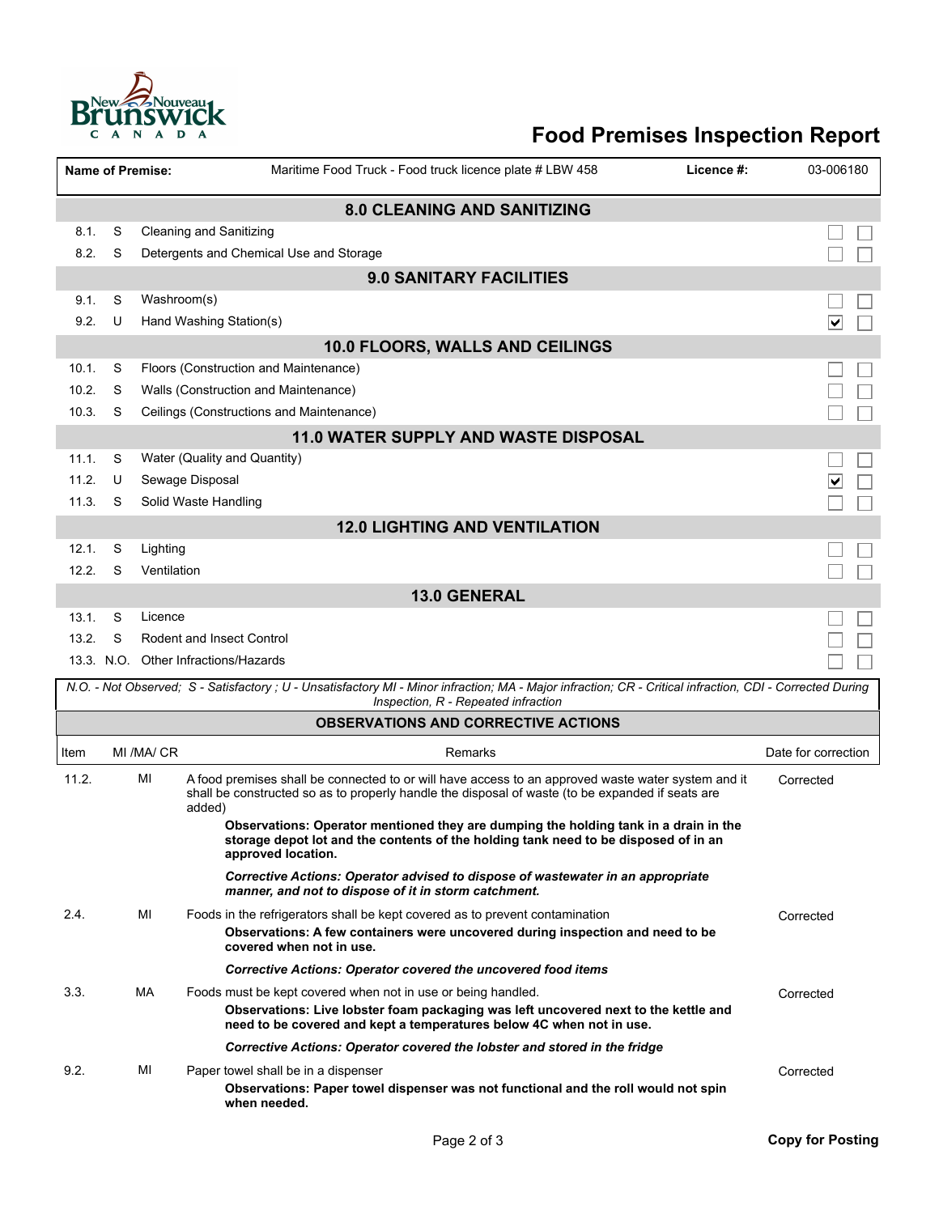# Food Premises Inspection Report

| Name of Premise: | Maritime Food Truck - Food truck licence plate # LBW 458 | Licence #: | 03-006180 |
|---|---|---|---|

## 8.0 CLEANING AND SANITIZING

| | | | | |
|---|---|---|---|---|
| 8.1. | S | Cleaning and Sanitizing | ☐ | ☐ |
| 8.2. | S | Detergents and Chemical Use and Storage | ☐ | ☐ |

## 9.0 SANITARY FACILITIES

| | | | | |
|---|---|---|---|---|
| 9.1. | S | Washroom(s) | ☐ | ☐ |
| 9.2. | U | Hand Washing Station(s) | ☑ | ☐ |

## 10.0 FLOORS, WALLS AND CEILINGS

| | | | | |
|---|---|---|---|---|
| 10.1. | S | Floors (Construction and Maintenance) | ☐ | ☐ |
| 10.2. | S | Walls (Construction and Maintenance) | ☐ | ☐ |
| 10.3. | S | Ceilings (Constructions and Maintenance) | ☐ | ☐ |

## 11.0 WATER SUPPLY AND WASTE DISPOSAL

| | | | | |
|---|---|---|---|---|
| 11.1. | S | Water (Quality and Quantity) | ☐ | ☐ |
| 11.2. | U | Sewage Disposal | ☑ | ☐ |
| 11.3. | S | Solid Waste Handling | ☐ | ☐ |

## 12.0 LIGHTING AND VENTILATION

| | | | | |
|---|---|---|---|---|
| 12.1. | S | Lighting | ☐ | ☐ |
| 12.2. | S | Ventilation | ☐ | ☐ |

## 13.0 GENERAL

| | | | | |
|---|---|---|---|---|
| 13.1. | S | Licence | ☐ | ☐ |
| 13.2. | S | Rodent and Insect Control | ☐ | ☐ |
| 13.3. | N.O. | Other Infractions/Hazards | ☐ | ☐ |

*N.O. - Not Observed; S - Satisfactory ; U - Unsatisfactory MI - Minor infraction; MA - Major infraction; CR - Critical infraction, CDI - Corrected During Inspection, R - Repeated infraction*

## OBSERVATIONS AND CORRECTIVE ACTIONS

| Item | MI /MA/ CR | Remarks | Date for correction |
|---|---|---|---|
| 11.2. | MI | A food premises shall be connected to or will have access to an approved waste water system and it shall be constructed so as to properly handle the disposal of waste (to be expanded if seats are added)<br>**Observations: Operator mentioned they are dumping the holding tank in a drain in the storage depot lot and the contents of the holding tank need to be disposed of in an approved location.**<br>***Corrective Actions: Operator advised to dispose of wastewater in an appropriate manner, and not to dispose of it in storm catchment.*** | Corrected |
| 2.4. | MI | Foods in the refrigerators shall be kept covered as to prevent contamination<br>**Observations: A few containers were uncovered during inspection and need to be covered when not in use.**<br>***Corrective Actions: Operator covered the uncovered food items*** | Corrected |
| 3.3. | MA | Foods must be kept covered when not in use or being handled.<br>**Observations: Live lobster foam packaging was left uncovered next to the kettle and need to be covered and kept a temperatures below 4C when not in use.**<br>***Corrective Actions: Operator covered the lobster and stored in the fridge*** | Corrected |
| 9.2. | MI | Paper towel shall be in a dispenser<br>**Observations: Paper towel dispenser was not functional and the roll would not spin when needed.** | Corrected |

**Copy for Posting**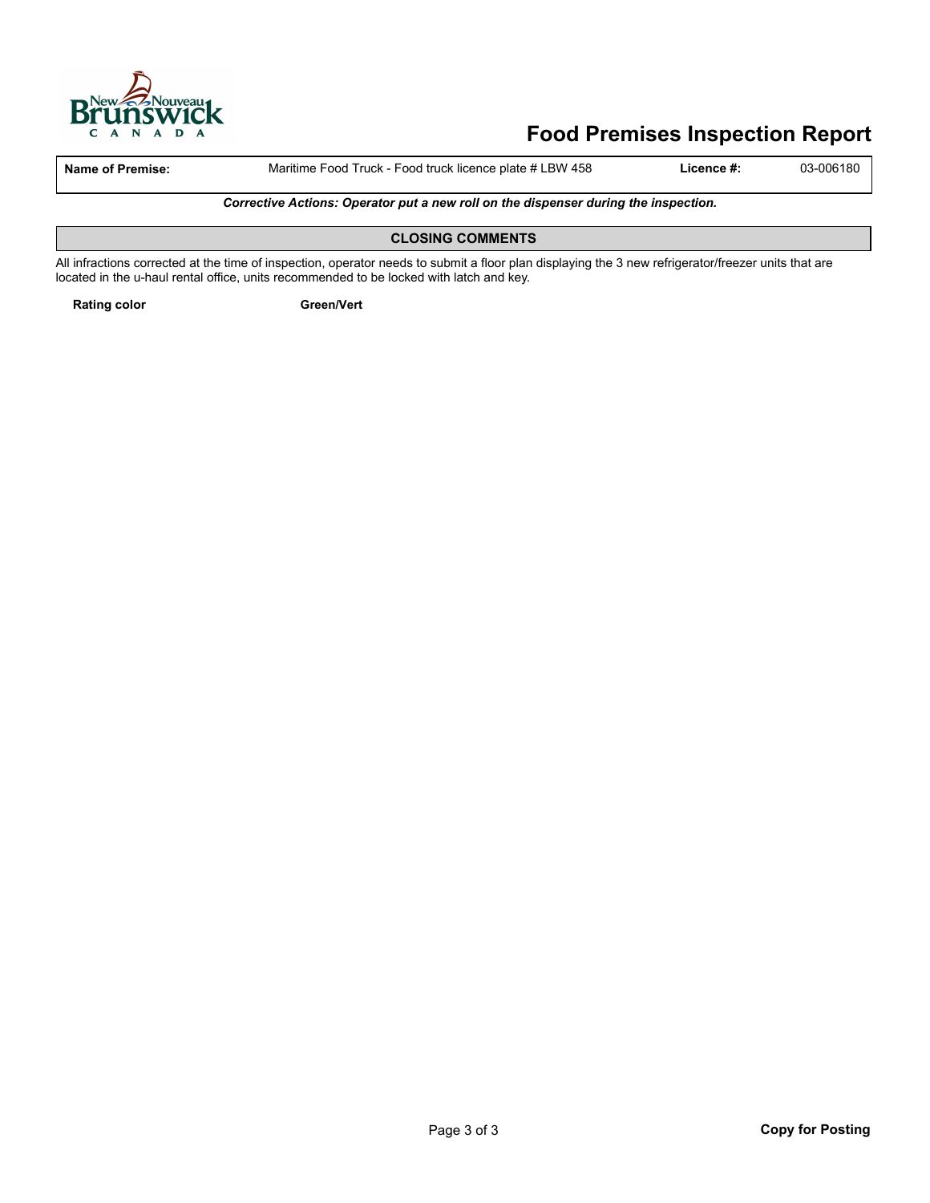# Food Premises Inspection Report

| | | | |
|---|---|---|---|
| **Name of Premise:** | Maritime Food Truck - Food truck licence plate # LBW 458 | **Licence #:** | 03-006180 |

***Corrective Actions: Operator put a new roll on the dispenser during the inspection.***

## CLOSING COMMENTS

All infractions corrected at the time of inspection, operator needs to submit a floor plan displaying the 3 new refrigerator/freezer units that are located in the u-haul rental office, units recommended to be locked with latch and key.

**Rating color** **Green/Vert**

**Copy for Posting**